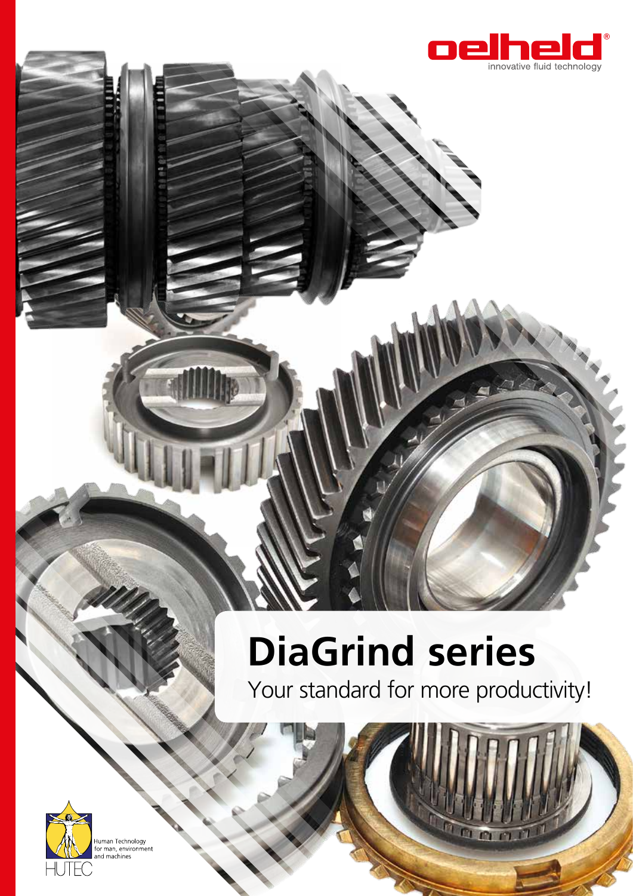oelheld®

innovative fluid technology

# DiaGrind series

Your standard for more productivity!

HUTEC

Human Technology for man, environment and machines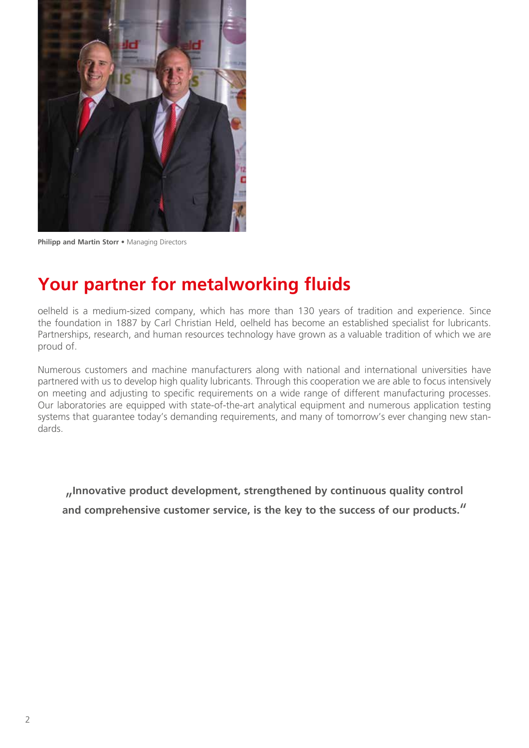**Philipp and Martin Storr** • Managing Directors

# Your partner for metalworking fluids

oelheld is a medium-sized company, which has more than 130 years of tradition and experience. Since the foundation in 1887 by Carl Christian Held, oelheld has become an established specialist for lubricants. Partnerships, research, and human resources technology have grown as a valuable tradition of which we are proud of.

Numerous customers and machine manufacturers along with national and international universities have partnered with us to develop high quality lubricants. Through this cooperation we are able to focus intensively on meeting and adjusting to specific requirements on a wide range of different manufacturing processes. Our laboratories are equipped with state-of-the-art analytical equipment and numerous application testing systems that guarantee today's demanding requirements, and many of tomorrow's ever changing new standards.

**„Innovative product development, strengthened by continuous quality control and comprehensive customer service, is the key to the success of our products."**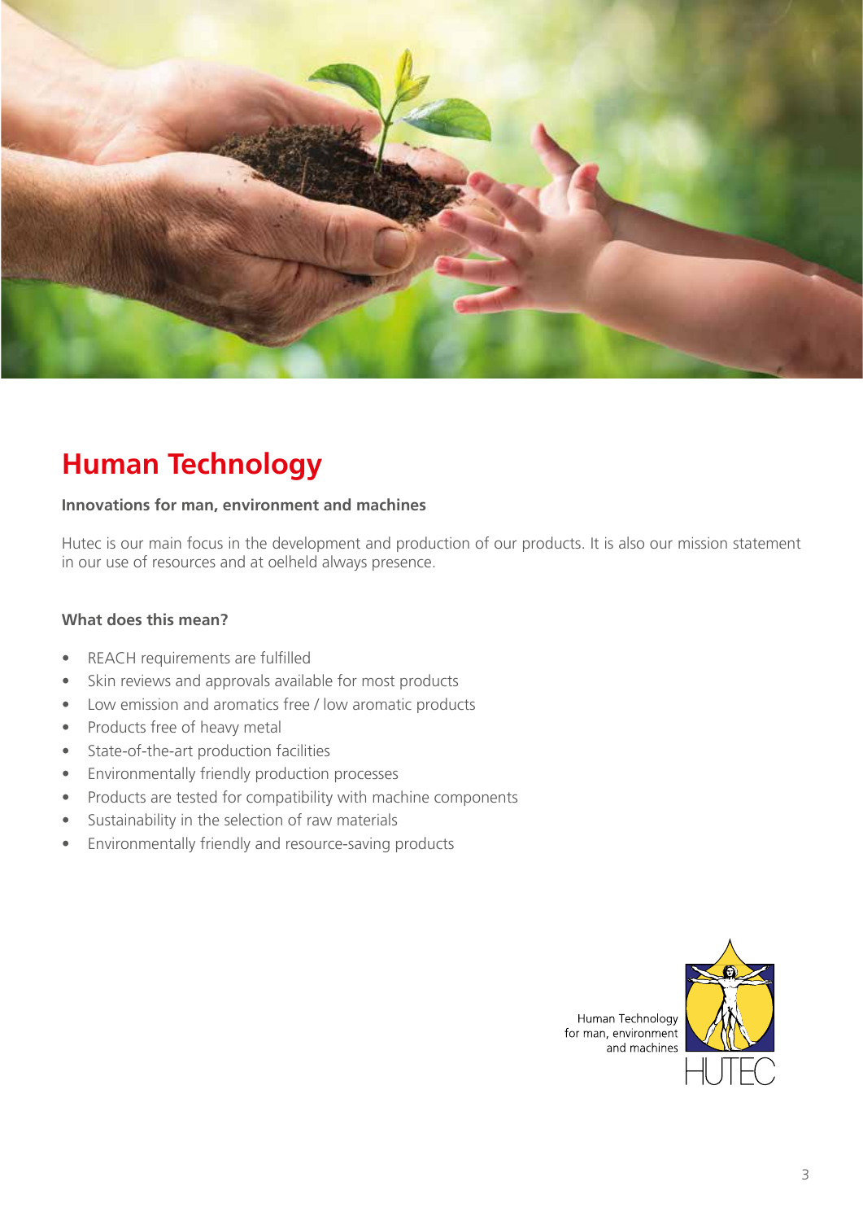# Human Technology

**Innovations for man, environment and machines**

Hutec is our main focus in the development and production of our products. It is also our mission statement in our use of resources and at oelheld always presence.

**What does this mean?**

- REACH requirements are fulfilled
- Skin reviews and approvals available for most products
- Low emission and aromatics free / low aromatic products
- Products free of heavy metal
- State-of-the-art production facilities
- Environmentally friendly production processes
- Products are tested for compatibility with machine components
- Sustainability in the selection of raw materials
- Environmentally friendly and resource-saving products

Human Technology
for man, environment
and machines

HUTEC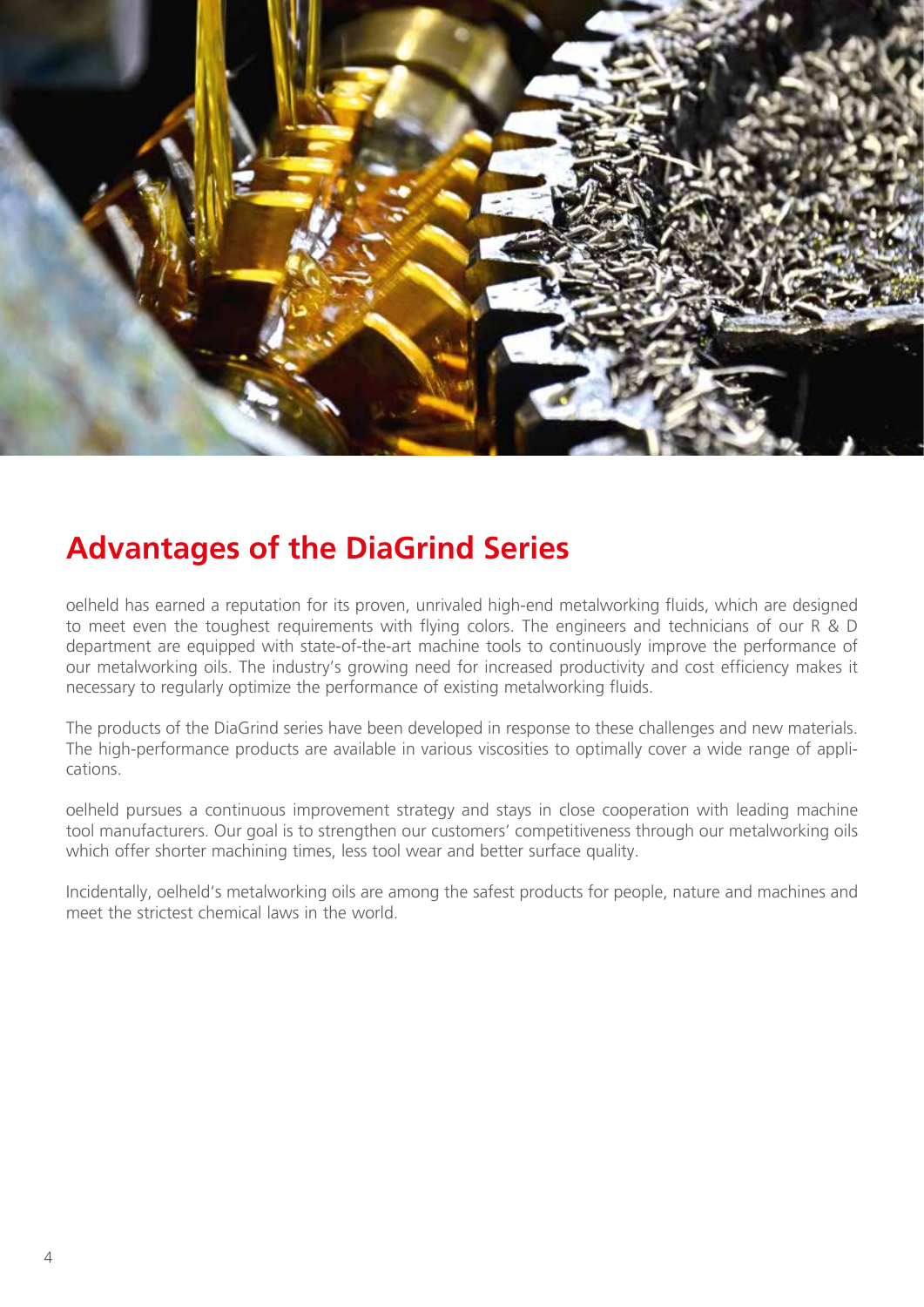## Advantages of the DiaGrind Series

oelheld has earned a reputation for its proven, unrivaled high-end metalworking fluids, which are designed to meet even the toughest requirements with flying colors. The engineers and technicians of our R & D department are equipped with state-of-the-art machine tools to continuously improve the performance of our metalworking oils. The industry's growing need for increased productivity and cost efficiency makes it necessary to regularly optimize the performance of existing metalworking fluids.

The products of the DiaGrind series have been developed in response to these challenges and new materials. The high-performance products are available in various viscosities to optimally cover a wide range of applications.

oelheld pursues a continuous improvement strategy and stays in close cooperation with leading machine tool manufacturers. Our goal is to strengthen our customers' competitiveness through our metalworking oils which offer shorter machining times, less tool wear and better surface quality.

Incidentally, oelheld's metalworking oils are among the safest products for people, nature and machines and meet the strictest chemical laws in the world.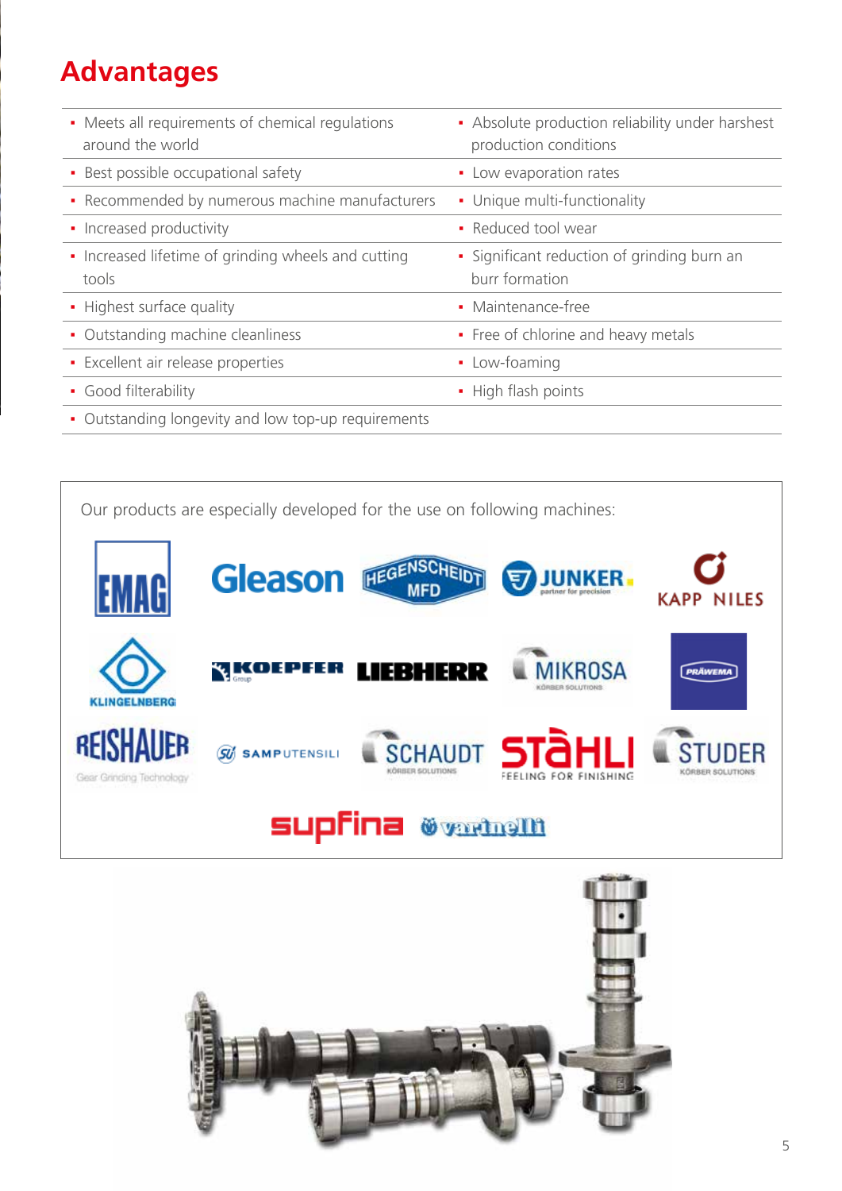# Advantages

- Meets all requirements of chemical regulations around the world
- Absolute production reliability under harshest production conditions
- Best possible occupational safety
- Low evaporation rates
- Recommended by numerous machine manufacturers
- Unique multi-functionality
- Increased productivity
- Reduced tool wear
- Increased lifetime of grinding wheels and cutting tools
- Significant reduction of grinding burn an burr formation
- Highest surface quality
- Maintenance-free
- Outstanding machine cleanliness
- Free of chlorine and heavy metals
- Excellent air release properties
- Low-foaming
- Good filterability
- High flash points
- Outstanding longevity and low top-up requirements

Our products are especially developed for the use on following machines:

EMAG, Gleason, Hegenscheidt MFD, Junker, Kapp Niles, Klingelnberg, Koepfer, Liebherr, Mikrosa, Präwema, Reishauer, Samputensili, Schaudt, Stähli, Studer, Supfina, Varinelli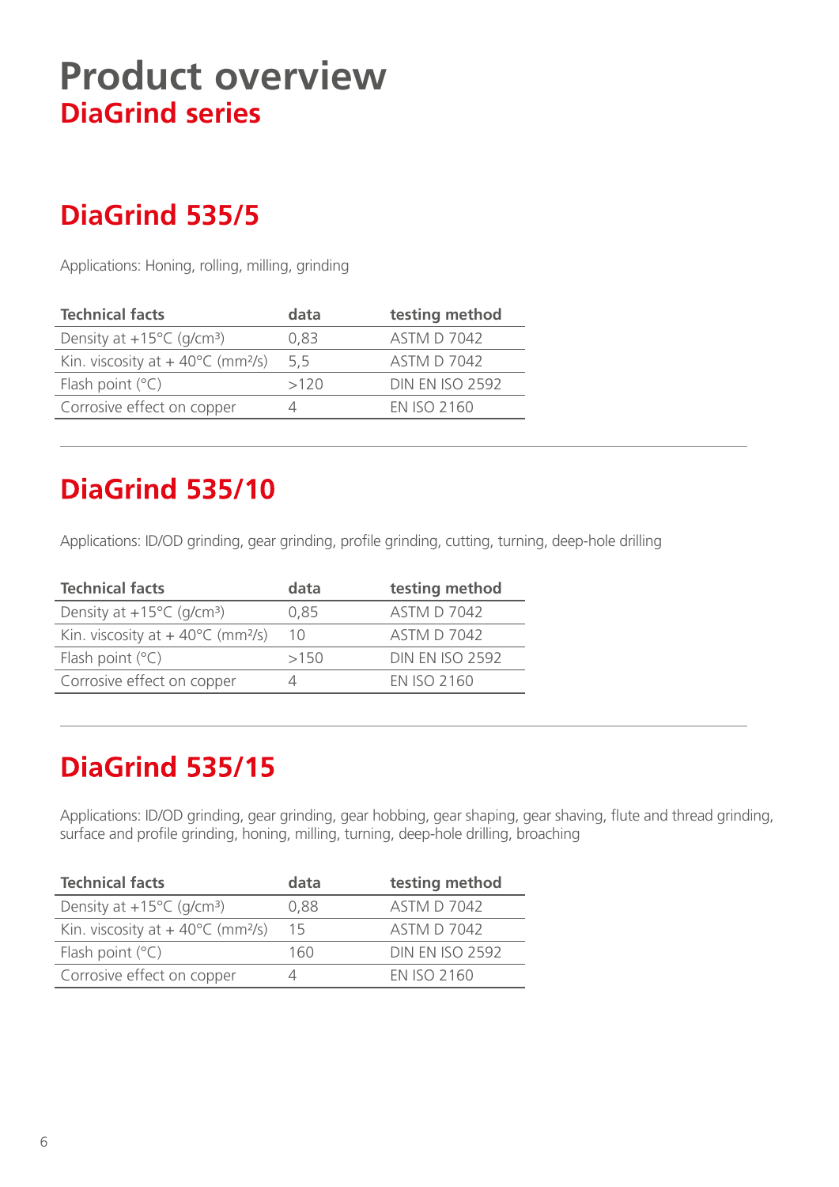# Product overview

## DiaGrind series

## DiaGrind 535/5

Applications: Honing, rolling, milling, grinding

| Technical facts | data | testing method |
| --- | --- | --- |
| Density at +15°C (g/cm³) | 0,83 | ASTM D 7042 |
| Kin. viscosity at + 40°C (mm²/s) | 5,5 | ASTM D 7042 |
| Flash point (°C) | >120 | DIN EN ISO 2592 |
| Corrosive effect on copper | 4 | EN ISO 2160 |

---

## DiaGrind 535/10

Applications: ID/OD grinding, gear grinding, profile grinding, cutting, turning, deep-hole drilling

| Technical facts | data | testing method |
| --- | --- | --- |
| Density at +15°C (g/cm³) | 0,85 | ASTM D 7042 |
| Kin. viscosity at + 40°C (mm²/s) | 10 | ASTM D 7042 |
| Flash point (°C) | >150 | DIN EN ISO 2592 |
| Corrosive effect on copper | 4 | EN ISO 2160 |

---

## DiaGrind 535/15

Applications: ID/OD grinding, gear grinding, gear hobbing, gear shaping, gear shaving, flute and thread grinding, surface and profile grinding, honing, milling, turning, deep-hole drilling, broaching

| Technical facts | data | testing method |
| --- | --- | --- |
| Density at +15°C (g/cm³) | 0,88 | ASTM D 7042 |
| Kin. viscosity at + 40°C (mm²/s) | 15 | ASTM D 7042 |
| Flash point (°C) | 160 | DIN EN ISO 2592 |
| Corrosive effect on copper | 4 | EN ISO 2160 |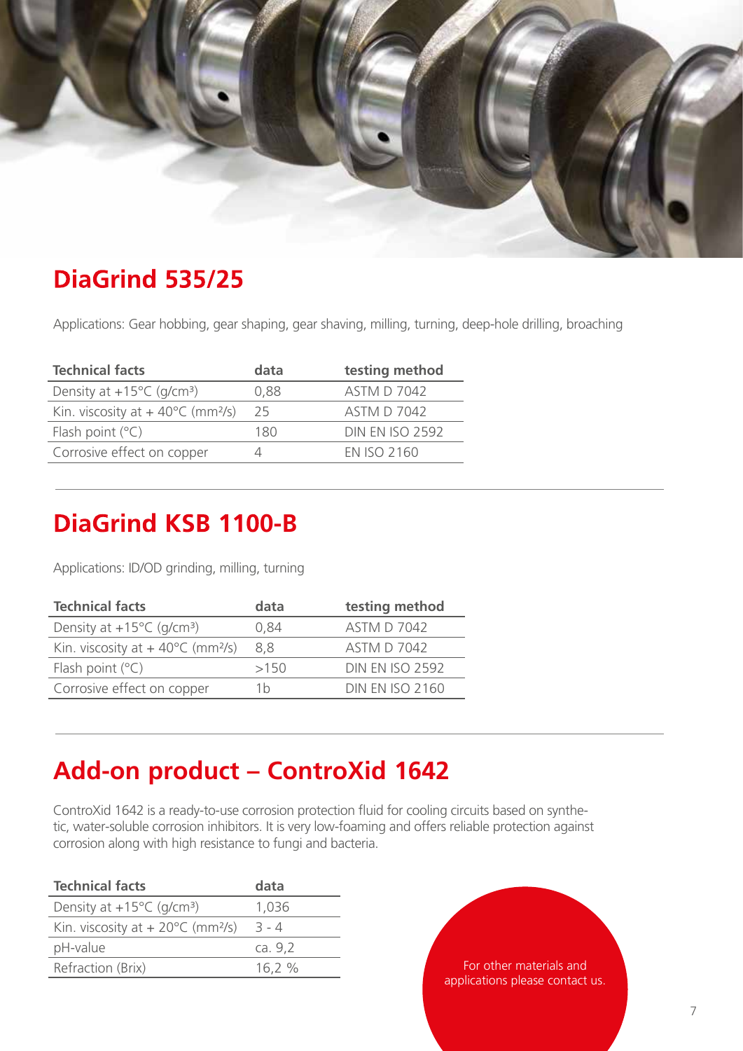## DiaGrind 535/25

Applications: Gear hobbing, gear shaping, gear shaving, milling, turning, deep-hole drilling, broaching

| Technical facts | data | testing method |
|---|---|---|
| Density at +15°C (g/cm³) | 0,88 | ASTM D 7042 |
| Kin. viscosity at + 40°C (mm²/s) | 25 | ASTM D 7042 |
| Flash point (°C) | 180 | DIN EN ISO 2592 |
| Corrosive effect on copper | 4 | EN ISO 2160 |

## DiaGrind KSB 1100-B

Applications: ID/OD grinding, milling, turning

| Technical facts | data | testing method |
|---|---|---|
| Density at +15°C (g/cm³) | 0,84 | ASTM D 7042 |
| Kin. viscosity at + 40°C (mm²/s) | 8,8 | ASTM D 7042 |
| Flash point (°C) | >150 | DIN EN ISO 2592 |
| Corrosive effect on copper | 1b | DIN EN ISO 2160 |

## Add-on product – ControXid 1642

ControXid 1642 is a ready-to-use corrosion protection fluid for cooling circuits based on synthetic, water-soluble corrosion inhibitors. It is very low-foaming and offers reliable protection against corrosion along with high resistance to fungi and bacteria.

| Technical facts | data |
|---|---|
| Density at +15°C (g/cm³) | 1,036 |
| Kin. viscosity at + 20°C (mm²/s) | 3 - 4 |
| pH-value | ca. 9,2 |
| Refraction (Brix) | 16,2 % |

For other materials and applications please contact us.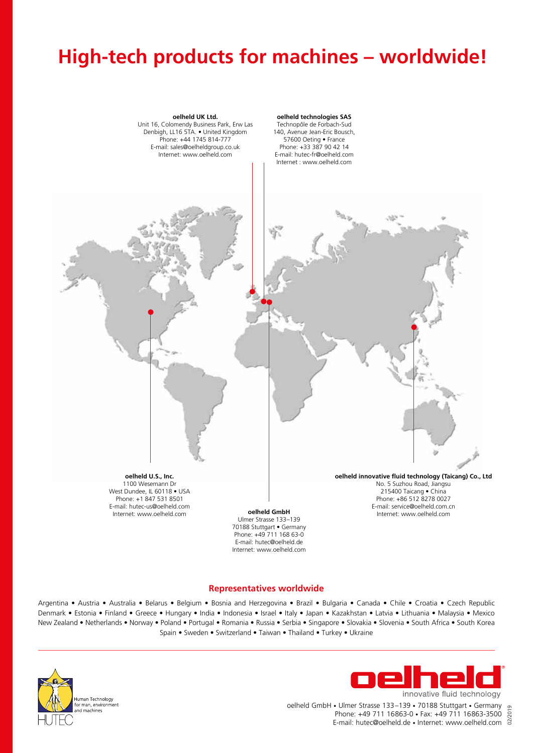# High-tech products for machines – worldwide!

**oelheld UK Ltd.**
Unit 16, Colomendy Business Park, Erw Las
Denbigh, LL16 5TA. • United Kingdom
Phone: +44 1745 814-777
E-mail: sales@oelheldgroup.co.uk
Internet: www.oelheld.com

**oelheld technologies SAS**
Technopôle de Forbach-Sud
140, Avenue Jean-Eric Bousch,
57600 Oeting • France
Phone: +33 387 90 42 14
E-mail: hutec-fr@oelheld.com
Internet : www.oelheld.com

**oelheld U.S., Inc.**
1100 Wesemann Dr
West Dundee, IL 60118 • USA
Phone: +1 847 531 8501
E-mail: hutec-us@oelheld.com
Internet: www.oelheld.com

**oelheld GmbH**
Ulmer Strasse 133–139
70188 Stuttgart • Germany
Phone: +49 711 168 63-0
E-mail: hutec@oelheld.de
Internet: www.oelheld.com

**oelheld innovative fluid technology (Taicang) Co., Ltd**
No. 5 Suzhou Road, Jiangsu
215400 Taicang • China
Phone: +86 512 8278 0027
E-mail: service@oelheld.com.cn
Internet: www.oelheld.com

## Representatives worldwide

Argentina • Austria • Australia • Belarus • Belgium • Bosnia and Herzegovina • Brazil • Bulgaria • Canada • Chile • Croatia • Czech Republic Denmark • Estonia • Finland • Greece • Hungary • India • Indonesia • Israel • Italy • Japan • Kazakhstan • Latvia • Lithuania • Malaysia • Mexico New Zealand • Netherlands • Norway • Poland • Portugal • Romania • Russia • Serbia • Singapore • Slovakia • Slovenia • South Africa • South Korea Spain • Sweden • Switzerland • Taiwan • Thailand • Turkey • Ukraine

Human Technology for man, environment and machines
HUTEC

oelheld
innovative fluid technology

oelheld GmbH • Ulmer Strasse 133–139 • 70188 Stuttgart • Germany
Phone: +49 711 16863-0 • Fax: +49 711 16863-3500
E-mail: hutec@oelheld.de • Internet: www.oelheld.com

02/2019